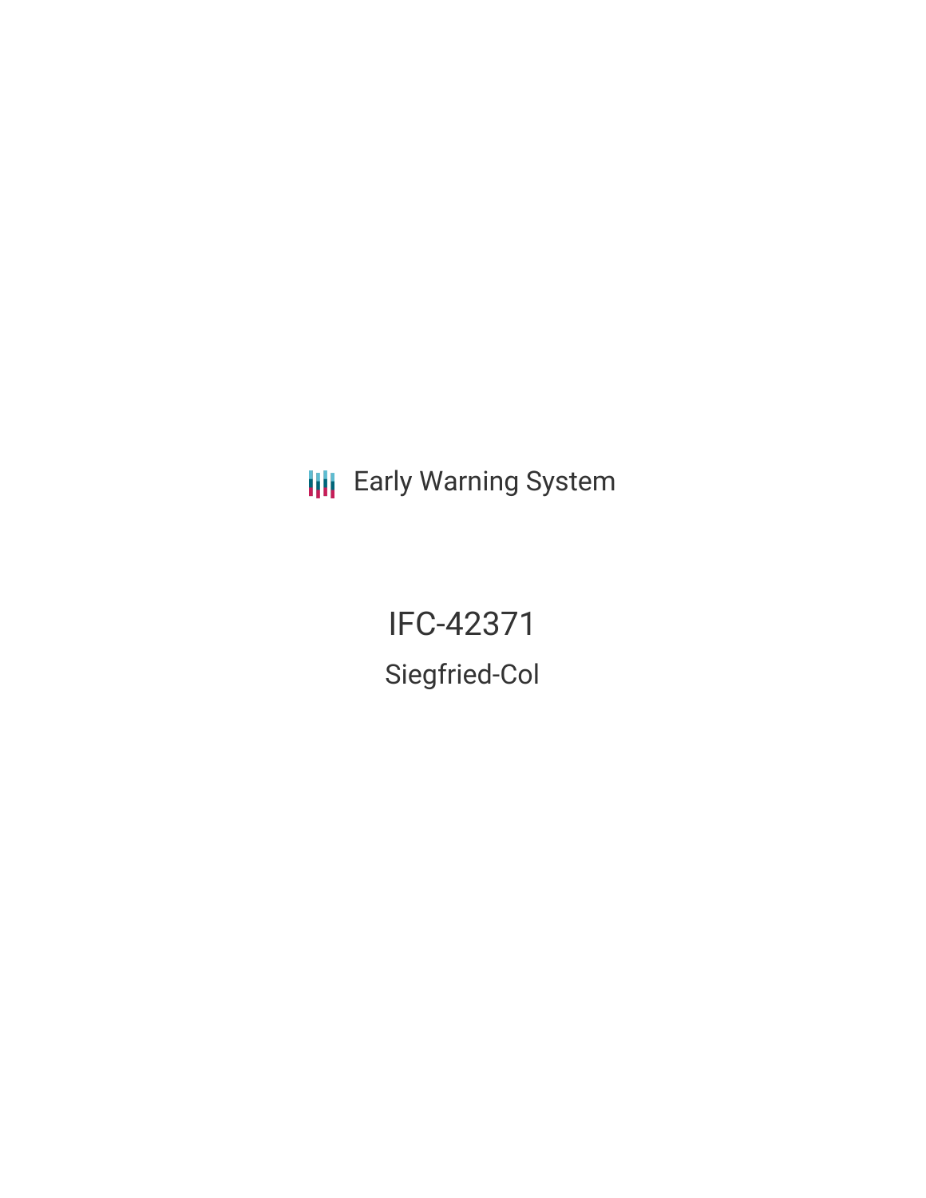Early Warning System

# IFC-42371

## Siegfried-Col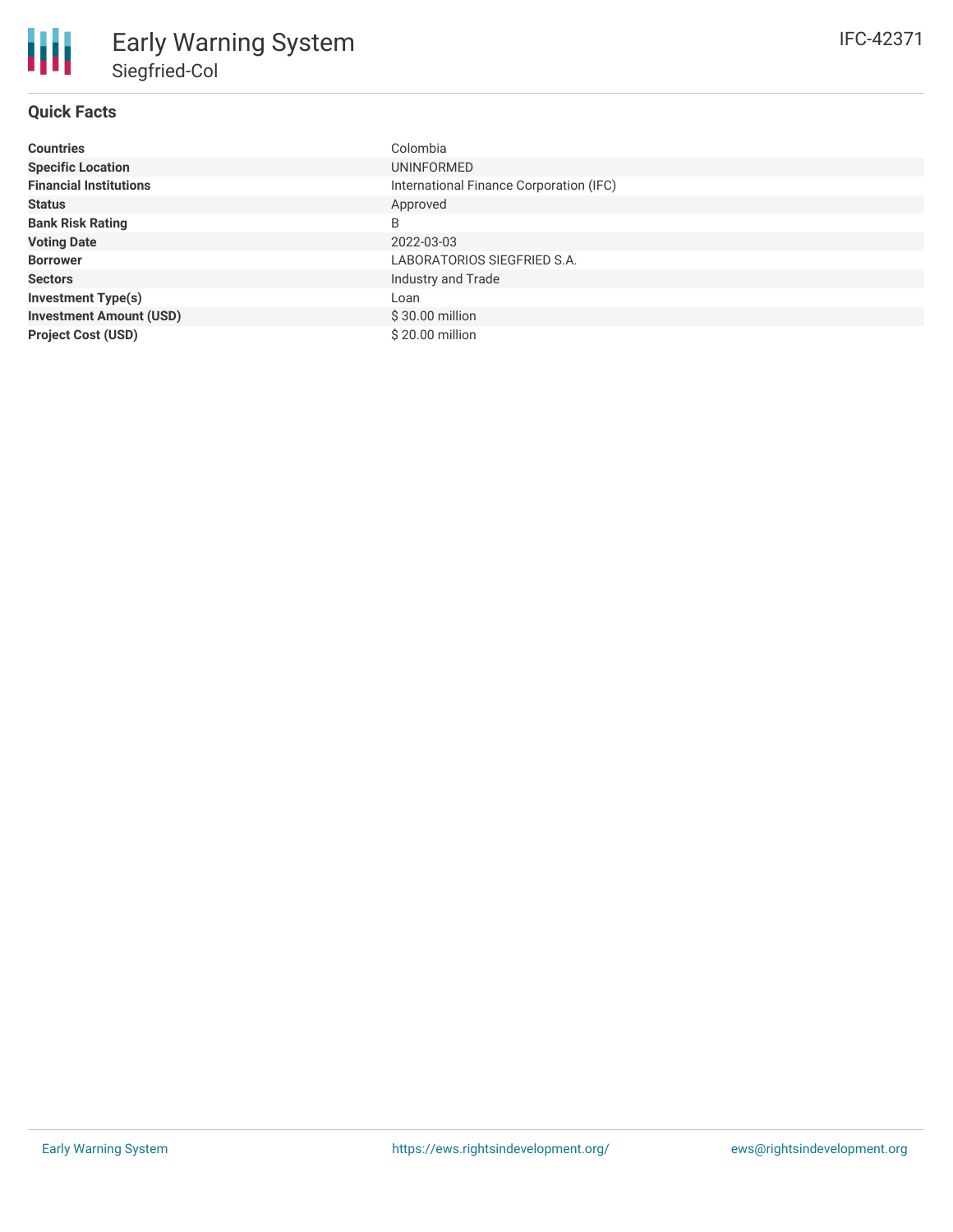# Early Warning System

## Siegfried-Col

IFC-42371

### Quick Facts

| | |
|---|---|
| **Countries** | Colombia |
| **Specific Location** | UNINFORMED |
| **Financial Institutions** | International Finance Corporation (IFC) |
| **Status** | Approved |
| **Bank Risk Rating** | B |
| **Voting Date** | 2022-03-03 |
| **Borrower** | LABORATORIOS SIEGFRIED S.A. |
| **Sectors** | Industry and Trade |
| **Investment Type(s)** | Loan |
| **Investment Amount (USD)** | $ 30.00 million |
| **Project Cost (USD)** | $ 20.00 million |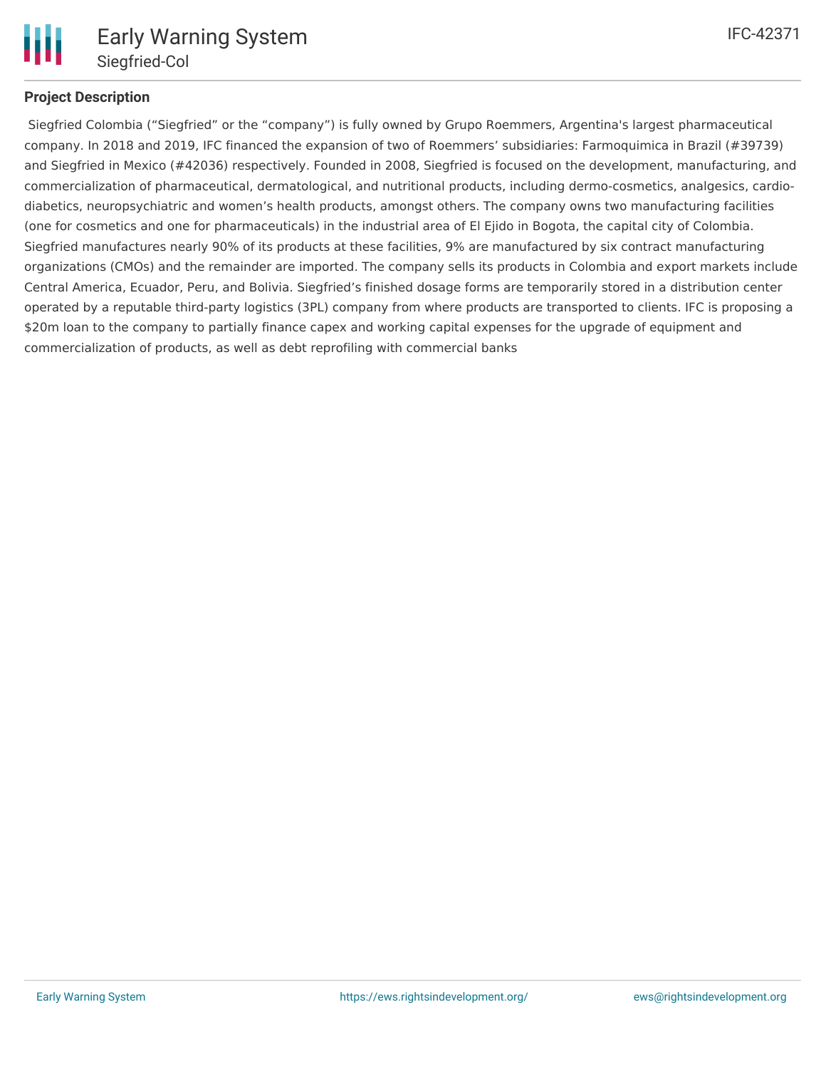## Project Description

Siegfried Colombia ("Siegfried" or the "company") is fully owned by Grupo Roemmers, Argentina's largest pharmaceutical company. In 2018 and 2019, IFC financed the expansion of two of Roemmers' subsidiaries: Farmoquimica in Brazil (#39739) and Siegfried in Mexico (#42036) respectively. Founded in 2008, Siegfried is focused on the development, manufacturing, and commercialization of pharmaceutical, dermatological, and nutritional products, including dermo-cosmetics, analgesics, cardio-diabetics, neuropsychiatric and women's health products, amongst others. The company owns two manufacturing facilities (one for cosmetics and one for pharmaceuticals) in the industrial area of El Ejido in Bogota, the capital city of Colombia. Siegfried manufactures nearly 90% of its products at these facilities, 9% are manufactured by six contract manufacturing organizations (CMOs) and the remainder are imported. The company sells its products in Colombia and export markets include Central America, Ecuador, Peru, and Bolivia. Siegfried's finished dosage forms are temporarily stored in a distribution center operated by a reputable third-party logistics (3PL) company from where products are transported to clients. IFC is proposing a $20m loan to the company to partially finance capex and working capital expenses for the upgrade of equipment and commercialization of products, as well as debt reprofiling with commercial banks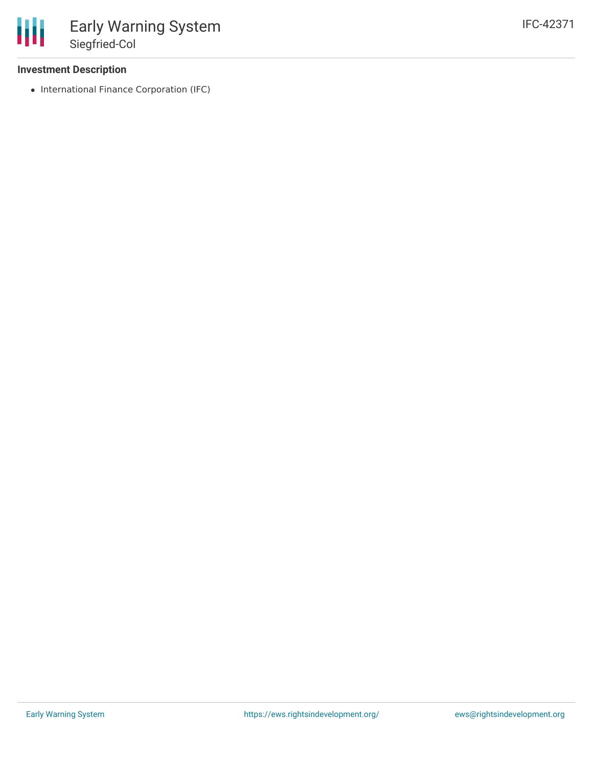### Investment Description

- International Finance Corporation (IFC)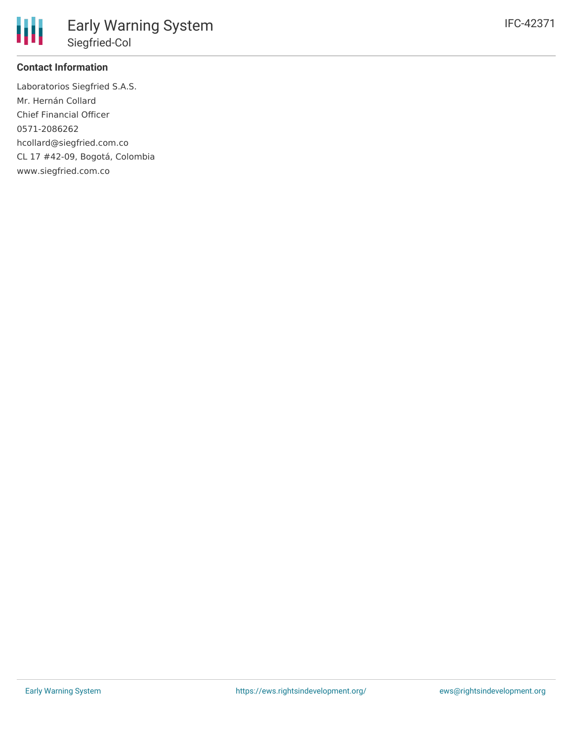## Contact Information

Laboratorios Siegfried S.A.S.

Mr. Hernán Collard

Chief Financial Officer

0571-2086262

hcollard@siegfried.com.co

CL 17 #42-09, Bogotá, Colombia

www.siegfried.com.co